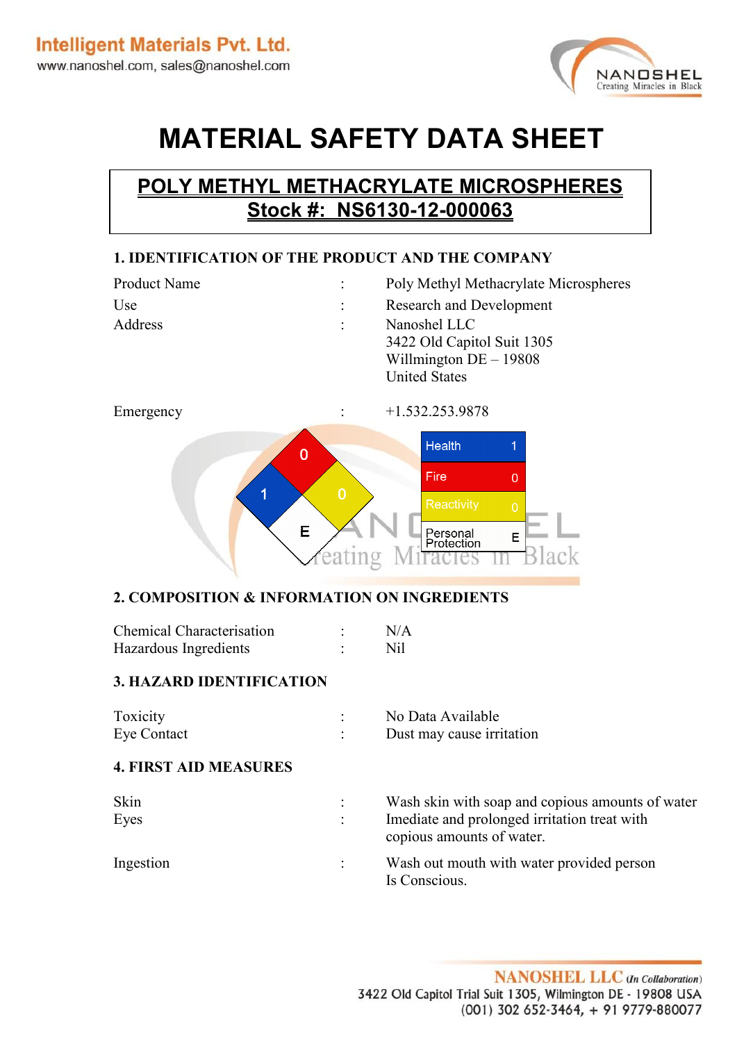# MATERIAL SAFETY DATA SHEET

## POLY METHYL METHACRYLATE MICROSPHERES
## Stock #: NS6130-12-000063

### 1. IDENTIFICATION OF THE PRODUCT AND THE COMPANY

| | | |
|---|---|---|
| Product Name | : | Poly Methyl Methacrylate Microspheres |
| Use | : | Research and Development |
| Address | : | Nanoshel LLC<br>3422 Old Capitol Suit 1305<br>Willmington DE – 19808<br>United States |
| Emergency | : | +1.532.253.9878 |

| | |
|---|---|
| Health | 1 |
| Fire | 0 |
| Reactivity | 0 |
| Personal Protection | E |

### 2. COMPOSITION & INFORMATION ON INGREDIENTS

| | | |
|---|---|---|
| Chemical Characterisation | : | N/A |
| Hazardous Ingredients | : | Nil |

### 3. HAZARD IDENTIFICATION

| | | |
|---|---|---|
| Toxicity | : | No Data Available |
| Eye Contact | : | Dust may cause irritation |

### 4. FIRST AID MEASURES

| | | |
|---|---|---|
| Skin | : | Wash skin with soap and copious amounts of water |
| Eyes | : | Imediate and prolonged irritation treat with copious amounts of water. |
| Ingestion | : | Wash out mouth with water provided person Is Conscious. |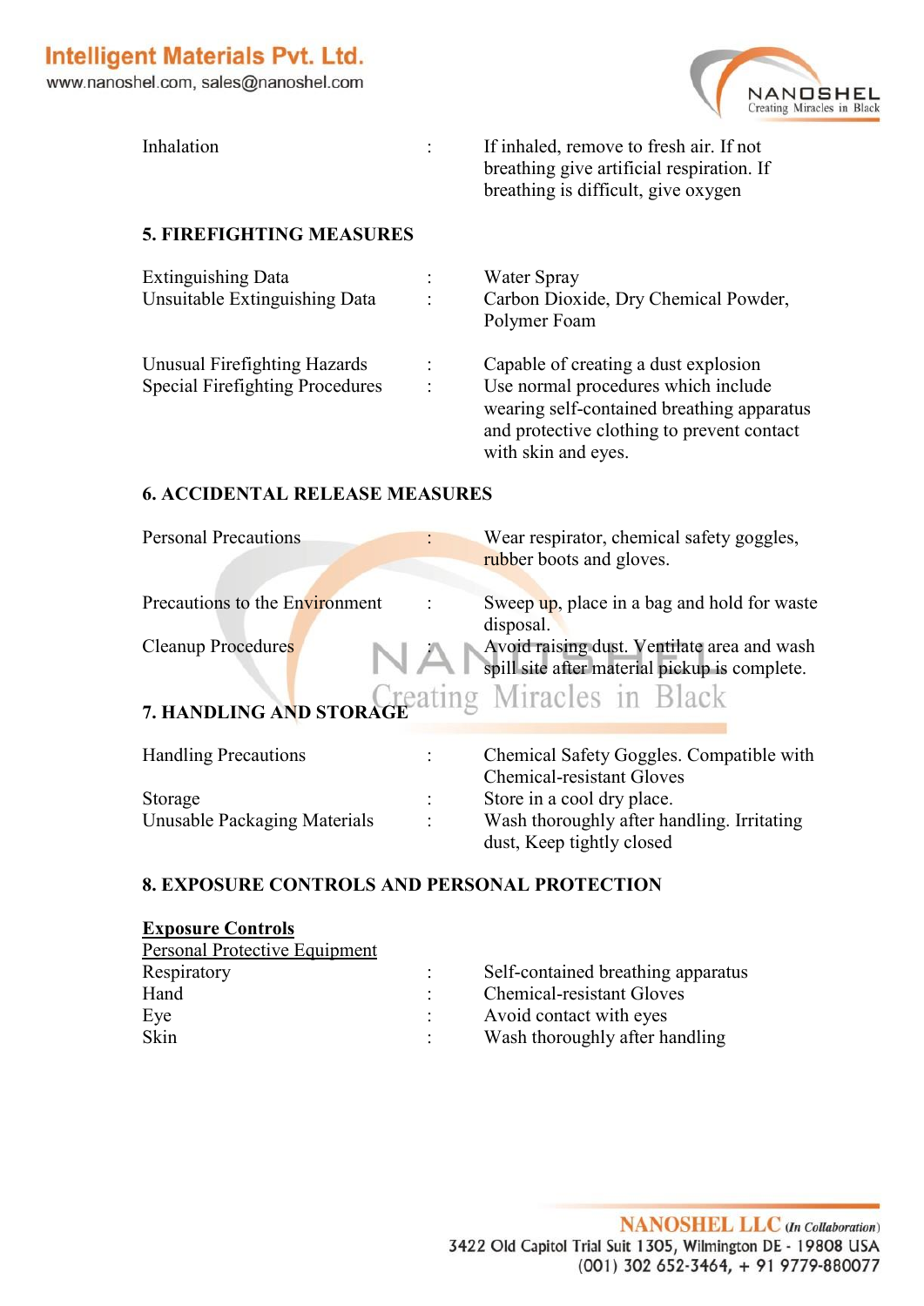| | | |
|---|---|---|
| Inhalation | : | If inhaled, remove to fresh air. If not breathing give artificial respiration. If breathing is difficult, give oxygen |

## 5. FIREFIGHTING MEASURES

| | | |
|---|---|---|
| Extinguishing Data | : | Water Spray |
| Unsuitable Extinguishing Data | : | Carbon Dioxide, Dry Chemical Powder, Polymer Foam |
| Unusual Firefighting Hazards | : | Capable of creating a dust explosion |
| Special Firefighting Procedures | : | Use normal procedures which include wearing self-contained breathing apparatus and protective clothing to prevent contact with skin and eyes. |

## 6. ACCIDENTAL RELEASE MEASURES

| | | |
|---|---|---|
| Personal Precautions | : | Wear respirator, chemical safety goggles, rubber boots and gloves. |
| Precautions to the Environment | : | Sweep up, place in a bag and hold for waste disposal. |
| Cleanup Procedures | : | Avoid raising dust. Ventilate area and wash spill site after material pickup is complete. |

## 7. HANDLING AND STORAGE

| | | |
|---|---|---|
| Handling Precautions | : | Chemical Safety Goggles. Compatible with Chemical-resistant Gloves |
| Storage | : | Store in a cool dry place. |
| Unusable Packaging Materials | : | Wash thoroughly after handling. Irritating dust, Keep tightly closed |

## 8. EXPOSURE CONTROLS AND PERSONAL PROTECTION

**Exposure Controls**

Personal Protective Equipment

| | | |
|---|---|---|
| Respiratory | : | Self-contained breathing apparatus |
| Hand | : | Chemical-resistant Gloves |
| Eye | : | Avoid contact with eyes |
| Skin | : | Wash thoroughly after handling |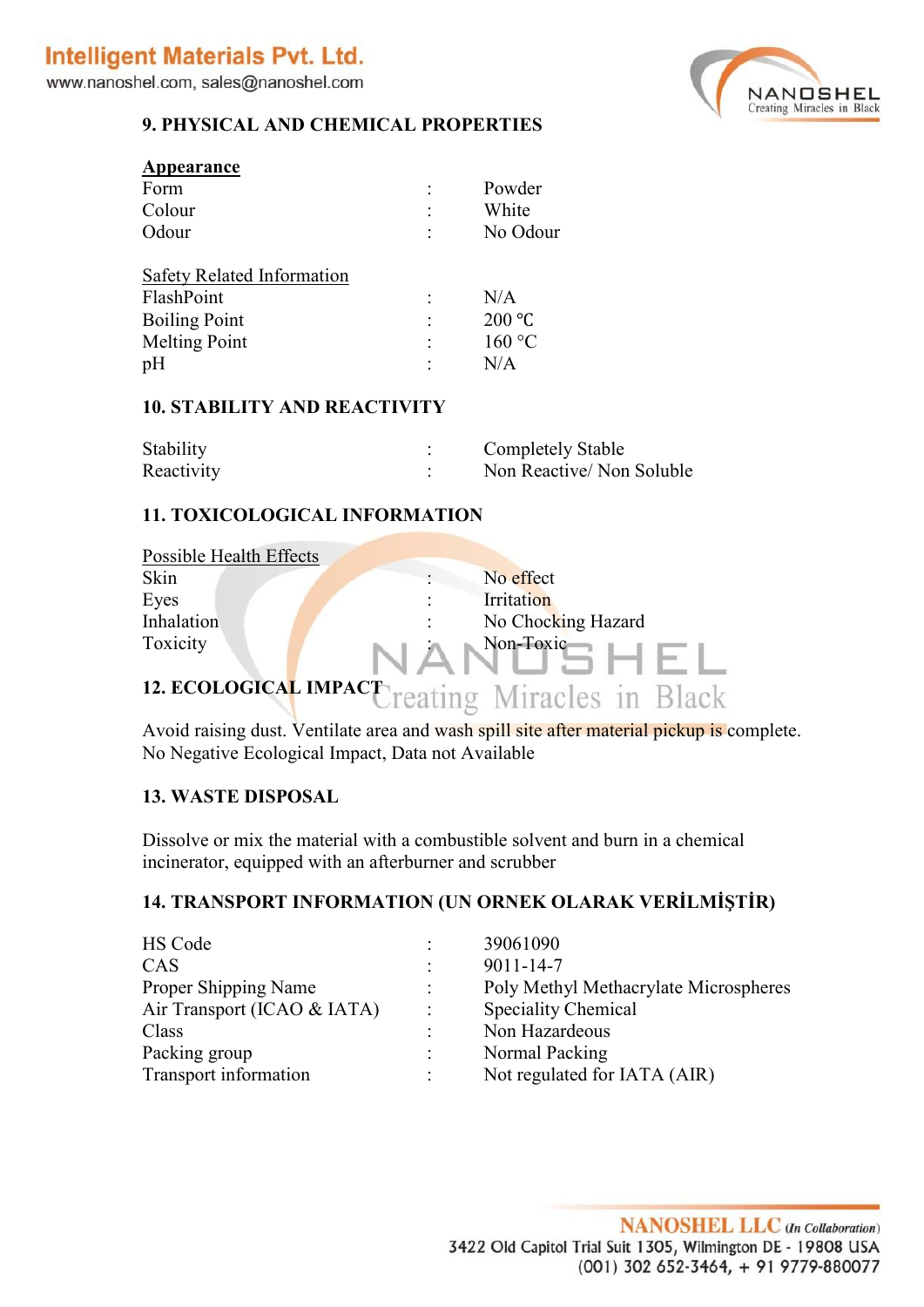## 9. PHYSICAL AND CHEMICAL PROPERTIES

**Appearance**

| | | |
|---|---|---|
| Form | : | Powder |
| Colour | : | White |
| Odour | : | No Odour |

Safety Related Information

| | | |
|---|---|---|
| FlashPoint | : | N/A |
| Boiling Point | : | 200 °C |
| Melting Point | : | 160 °C |
| pH | : | N/A |

## 10. STABILITY AND REACTIVITY

| | | |
|---|---|---|
| Stability | : | Completely Stable |
| Reactivity | : | Non Reactive/ Non Soluble |

## 11. TOXICOLOGICAL INFORMATION

Possible Health Effects

| | | |
|---|---|---|
| Skin | : | No effect |
| Eyes | : | Irritation |
| Inhalation | : | No Chocking Hazard |
| Toxicity | : | Non-Toxic |

## 12. ECOLOGICAL IMPACT

Avoid raising dust. Ventilate area and wash spill site after material pickup is complete.
No Negative Ecological Impact, Data not Available

## 13. WASTE DISPOSAL

Dissolve or mix the material with a combustible solvent and burn in a chemical incinerator, equipped with an afterburner and scrubber

## 14. TRANSPORT INFORMATION (UN ORNEK OLARAK VERİLMİŞTİR)

| | | |
|---|---|---|
| HS Code | : | 39061090 |
| CAS | : | 9011-14-7 |
| Proper Shipping Name | : | Poly Methyl Methacrylate Microspheres |
| Air Transport (ICAO & IATA) | : | Speciality Chemical |
| Class | : | Non Hazardeous |
| Packing group | : | Normal Packing |
| Transport information | : | Not regulated for IATA (AIR) |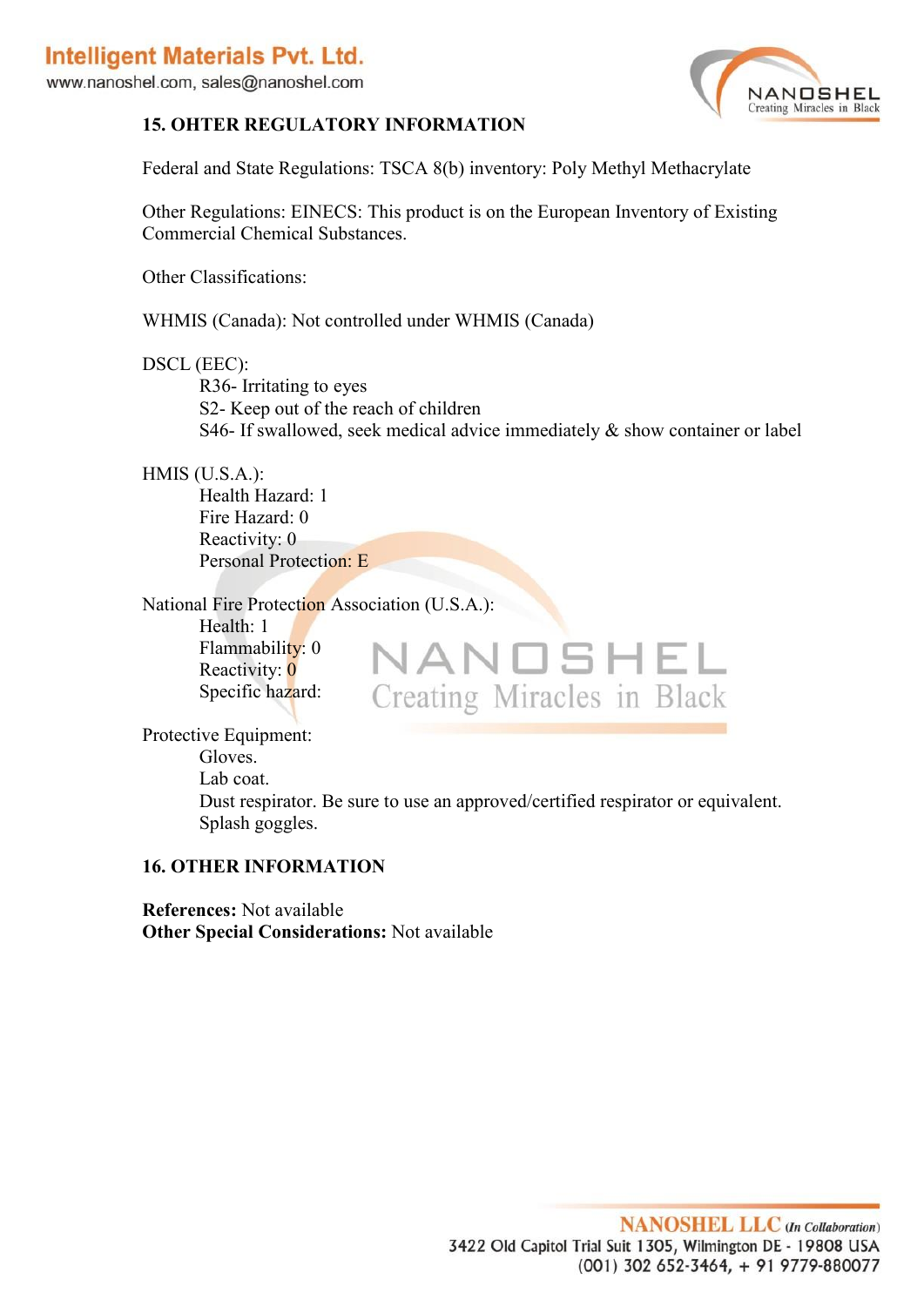## 15. OHTER REGULATORY INFORMATION

Federal and State Regulations: TSCA 8(b) inventory: Poly Methyl Methacrylate

Other Regulations: EINECS: This product is on the European Inventory of Existing Commercial Chemical Substances.

Other Classifications:

WHMIS (Canada): Not controlled under WHMIS (Canada)

DSCL (EEC):

- R36- Irritating to eyes
- S2- Keep out of the reach of children
- S46- If swallowed, seek medical advice immediately & show container or label

HMIS (U.S.A.):

- Health Hazard: 1
- Fire Hazard: 0
- Reactivity: 0
- Personal Protection: E

National Fire Protection Association (U.S.A.):

- Health: 1
- Flammability: 0
- Reactivity: 0
- Specific hazard:

Protective Equipment:

- Gloves.
- Lab coat.
- Dust respirator. Be sure to use an approved/certified respirator or equivalent.
- Splash goggles.

## 16. OTHER INFORMATION

**References:** Not available
**Other Special Considerations:** Not available